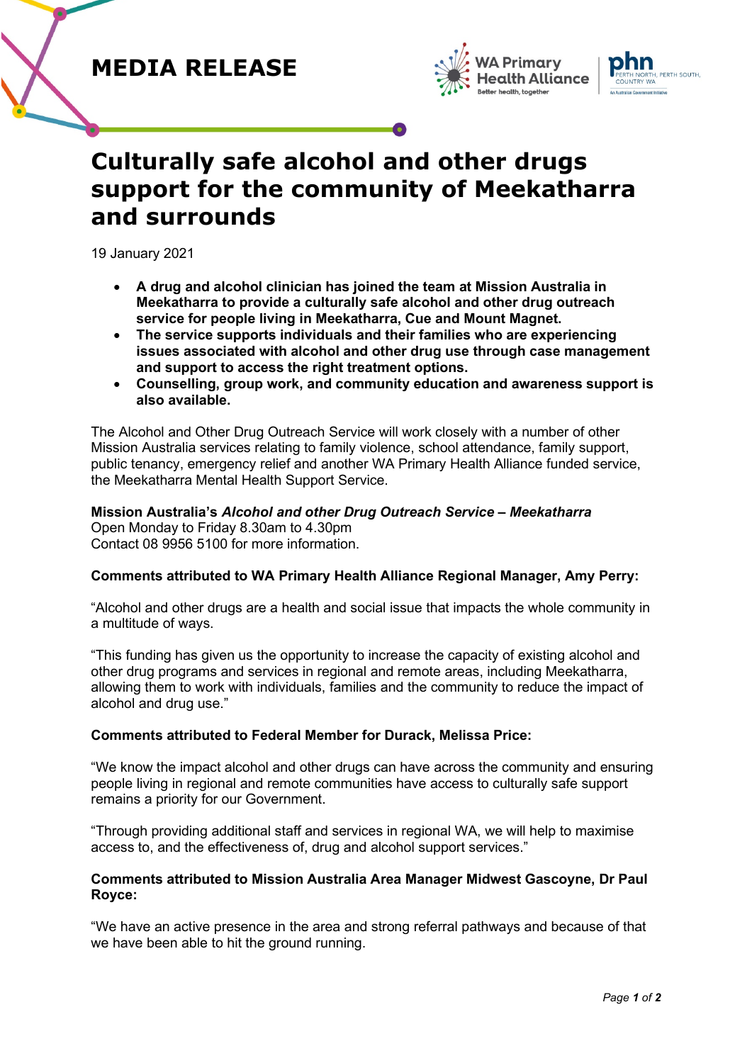**MEDIA RELEASE**

# Culturally safe alcohol and other drugs support for the community of Meekatharra and surrounds

19 January 2021

- **A drug and alcohol clinician has joined the team at Mission Australia in Meekatharra to provide a culturally safe alcohol and other drug outreach service for people living in Meekatharra, Cue and Mount Magnet.**
- **The service supports individuals and their families who are experiencing issues associated with alcohol and other drug use through case management and support to access the right treatment options.**
- **Counselling, group work, and community education and awareness support is also available.**

The Alcohol and Other Drug Outreach Service will work closely with a number of other Mission Australia services relating to family violence, school attendance, family support, public tenancy, emergency relief and another WA Primary Health Alliance funded service, the Meekatharra Mental Health Support Service.

**Mission Australia's *Alcohol and other Drug Outreach Service – Meekatharra***
Open Monday to Friday 8.30am to 4.30pm
Contact 08 9956 5100 for more information.

**Comments attributed to WA Primary Health Alliance Regional Manager, Amy Perry:**

"Alcohol and other drugs are a health and social issue that impacts the whole community in a multitude of ways.

"This funding has given us the opportunity to increase the capacity of existing alcohol and other drug programs and services in regional and remote areas, including Meekatharra, allowing them to work with individuals, families and the community to reduce the impact of alcohol and drug use."

**Comments attributed to Federal Member for Durack, Melissa Price:**

"We know the impact alcohol and other drugs can have across the community and ensuring people living in regional and remote communities have access to culturally safe support remains a priority for our Government.

"Through providing additional staff and services in regional WA, we will help to maximise access to, and the effectiveness of, drug and alcohol support services."

**Comments attributed to Mission Australia Area Manager Midwest Gascoyne, Dr Paul Royce:**

"We have an active presence in the area and strong referral pathways and because of that we have been able to hit the ground running.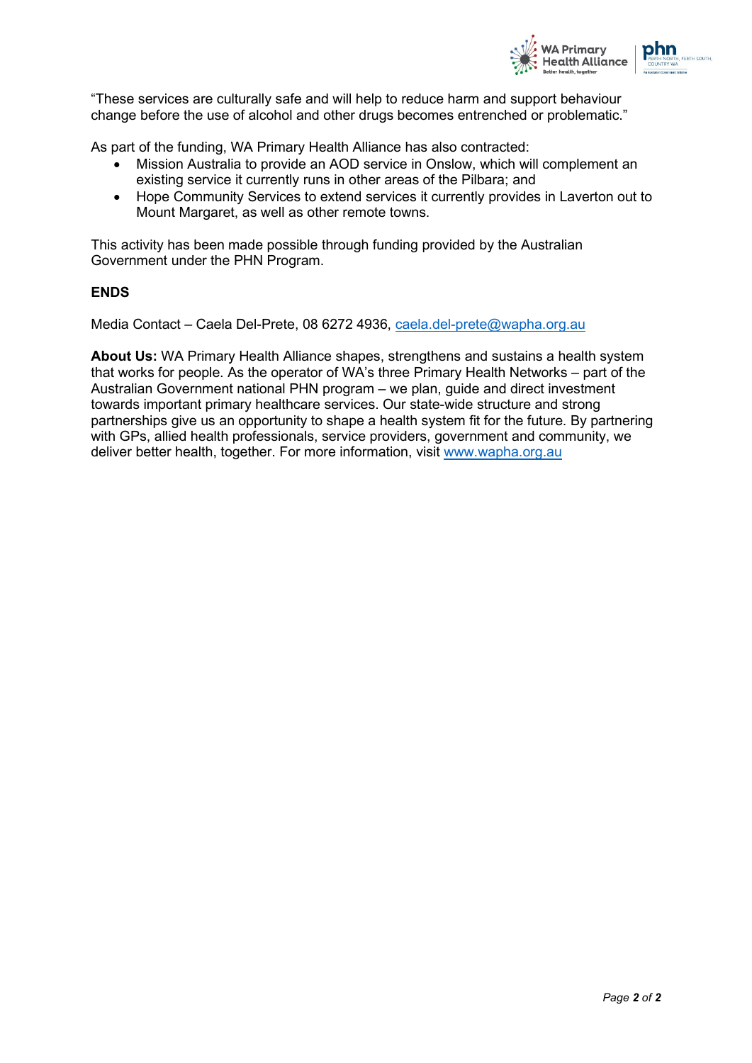"These services are culturally safe and will help to reduce harm and support behaviour change before the use of alcohol and other drugs becomes entrenched or problematic."

As part of the funding, WA Primary Health Alliance has also contracted:

- Mission Australia to provide an AOD service in Onslow, which will complement an existing service it currently runs in other areas of the Pilbara; and
- Hope Community Services to extend services it currently provides in Laverton out to Mount Margaret, as well as other remote towns.

This activity has been made possible through funding provided by the Australian Government under the PHN Program.

**ENDS**

Media Contact – Caela Del-Prete, 08 6272 4936, caela.del-prete@wapha.org.au

**About Us:** WA Primary Health Alliance shapes, strengthens and sustains a health system that works for people. As the operator of WA's three Primary Health Networks – part of the Australian Government national PHN program – we plan, guide and direct investment towards important primary healthcare services. Our state-wide structure and strong partnerships give us an opportunity to shape a health system fit for the future. By partnering with GPs, allied health professionals, service providers, government and community, we deliver better health, together. For more information, visit www.wapha.org.au